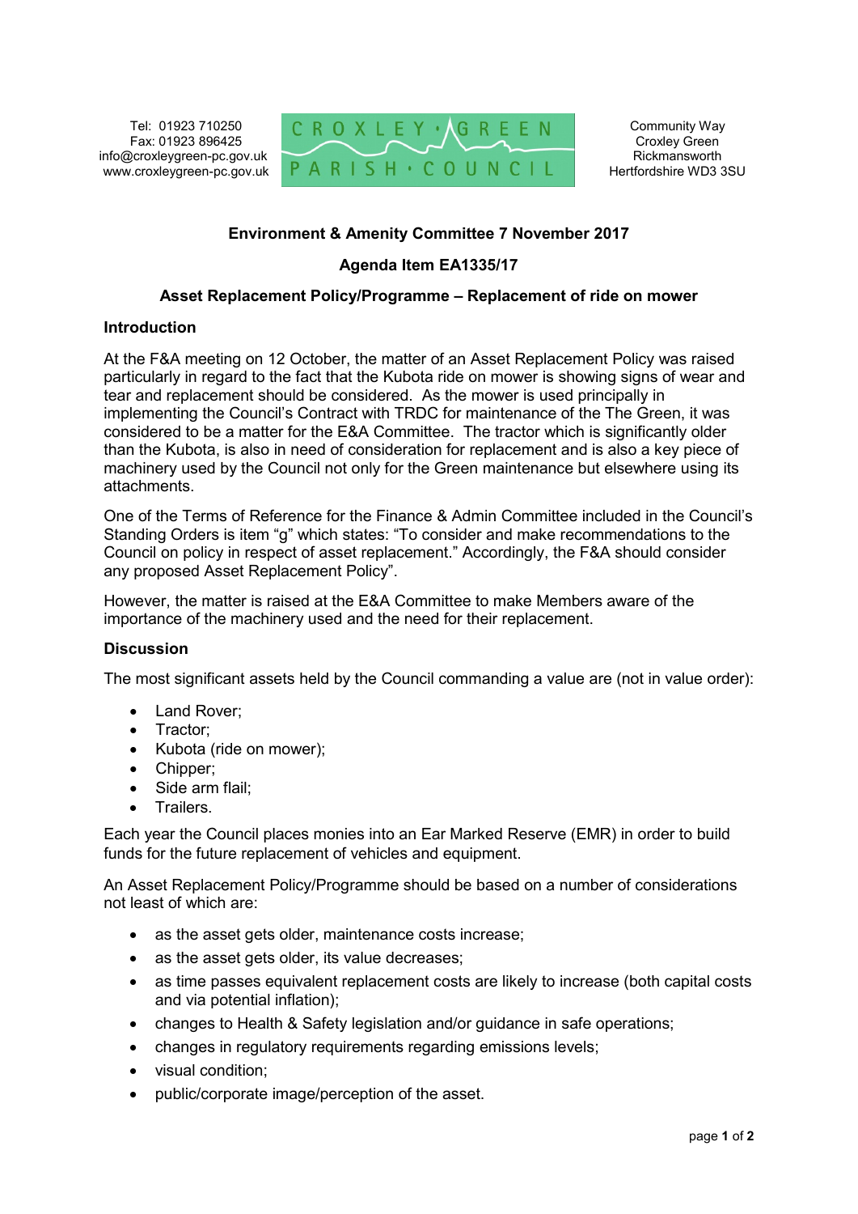Tel: 01923 710250
Fax: 01923 896425
info@croxleygreen-pc.gov.uk
www.croxleygreen-pc.gov.uk

CROXLEY GREEN PARISH COUNCIL

Community Way
Croxley Green
Rickmansworth
Hertfordshire WD3 3SU

## Environment & Amenity Committee 7 November 2017

## Agenda Item EA1335/17

## Asset Replacement Policy/Programme – Replacement of ride on mower

### Introduction

At the F&A meeting on 12 October, the matter of an Asset Replacement Policy was raised particularly in regard to the fact that the Kubota ride on mower is showing signs of wear and tear and replacement should be considered. As the mower is used principally in implementing the Council's Contract with TRDC for maintenance of the The Green, it was considered to be a matter for the E&A Committee. The tractor which is significantly older than the Kubota, is also in need of consideration for replacement and is also a key piece of machinery used by the Council not only for the Green maintenance but elsewhere using its attachments.

One of the Terms of Reference for the Finance & Admin Committee included in the Council's Standing Orders is item "g" which states: "To consider and make recommendations to the Council on policy in respect of asset replacement." Accordingly, the F&A should consider any proposed Asset Replacement Policy".

However, the matter is raised at the E&A Committee to make Members aware of the importance of the machinery used and the need for their replacement.

### Discussion

The most significant assets held by the Council commanding a value are (not in value order):

- Land Rover;
- Tractor;
- Kubota (ride on mower);
- Chipper;
- Side arm flail;
- Trailers.

Each year the Council places monies into an Ear Marked Reserve (EMR) in order to build funds for the future replacement of vehicles and equipment.

An Asset Replacement Policy/Programme should be based on a number of considerations not least of which are:

- as the asset gets older, maintenance costs increase;
- as the asset gets older, its value decreases;
- as time passes equivalent replacement costs are likely to increase (both capital costs and via potential inflation);
- changes to Health & Safety legislation and/or guidance in safe operations;
- changes in regulatory requirements regarding emissions levels;
- visual condition;
- public/corporate image/perception of the asset.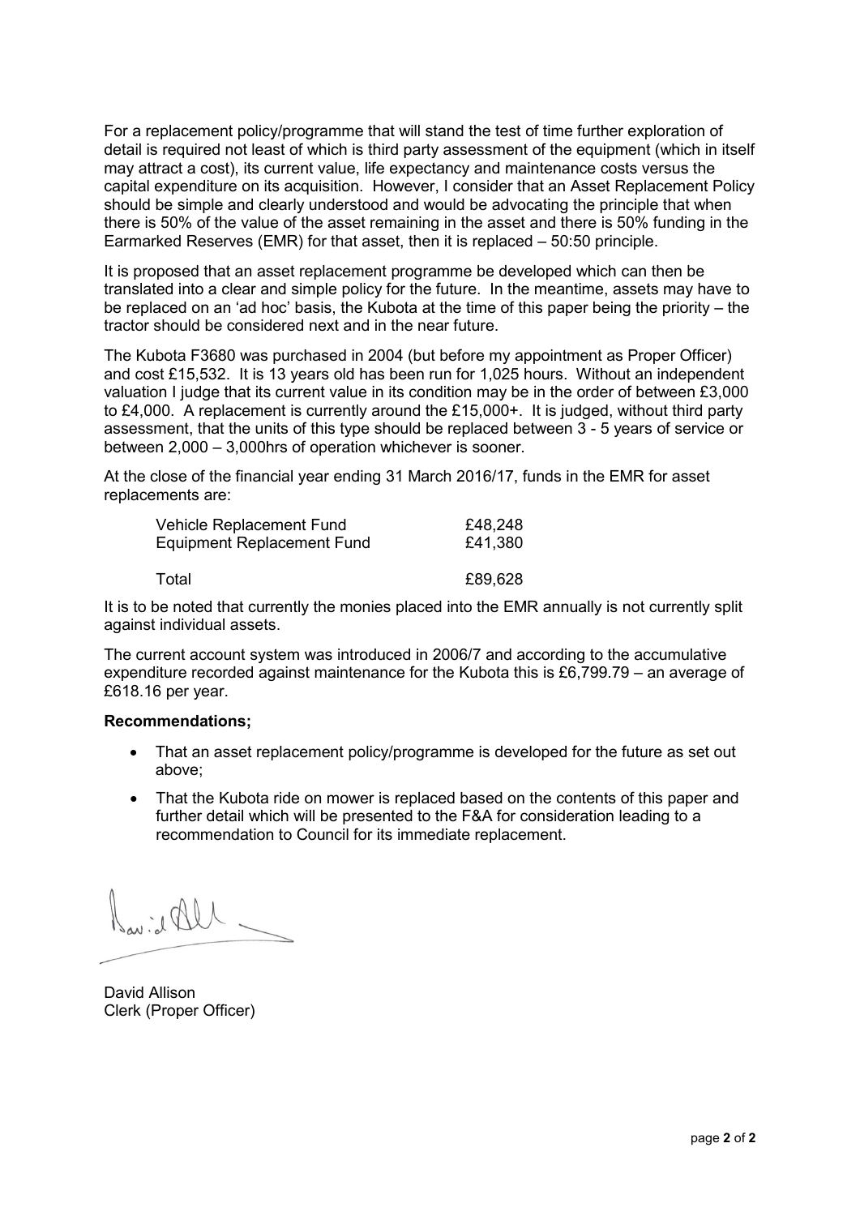For a replacement policy/programme that will stand the test of time further exploration of detail is required not least of which is third party assessment of the equipment (which in itself may attract a cost), its current value, life expectancy and maintenance costs versus the capital expenditure on its acquisition. However, I consider that an Asset Replacement Policy should be simple and clearly understood and would be advocating the principle that when there is 50% of the value of the asset remaining in the asset and there is 50% funding in the Earmarked Reserves (EMR) for that asset, then it is replaced – 50:50 principle.

It is proposed that an asset replacement programme be developed which can then be translated into a clear and simple policy for the future. In the meantime, assets may have to be replaced on an 'ad hoc' basis, the Kubota at the time of this paper being the priority – the tractor should be considered next and in the near future.

The Kubota F3680 was purchased in 2004 (but before my appointment as Proper Officer) and cost £15,532. It is 13 years old has been run for 1,025 hours. Without an independent valuation I judge that its current value in its condition may be in the order of between £3,000 to £4,000. A replacement is currently around the £15,000+. It is judged, without third party assessment, that the units of this type should be replaced between 3 - 5 years of service or between 2,000 – 3,000hrs of operation whichever is sooner.

At the close of the financial year ending 31 March 2016/17, funds in the EMR for asset replacements are:

| | |
|---|---|
| Vehicle Replacement Fund | £48,248 |
| Equipment Replacement Fund | £41,380 |
| Total | £89,628 |

It is to be noted that currently the monies placed into the EMR annually is not currently split against individual assets.

The current account system was introduced in 2006/7 and according to the accumulative expenditure recorded against maintenance for the Kubota this is £6,799.79 – an average of £618.16 per year.

**Recommendations;**

- That an asset replacement policy/programme is developed for the future as set out above;
- That the Kubota ride on mower is replaced based on the contents of this paper and further detail which will be presented to the F&A for consideration leading to a recommendation to Council for its immediate replacement.

David Allison
Clerk (Proper Officer)